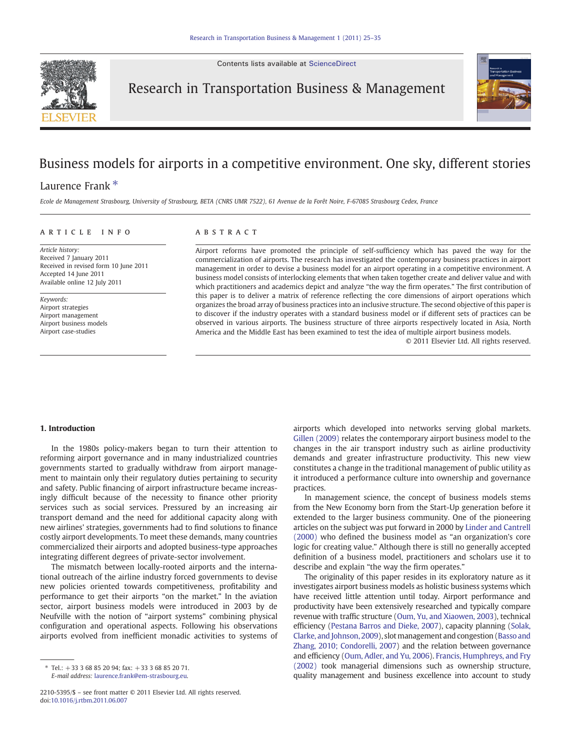# Business models for airports in a competitive environment. One sky, different stories

Laurence Frank *

*Ecole de Management Strasbourg, University of Strasbourg, BETA (CNRS UMR 7522), 61 Avenue de la Forêt Noire, F-67085 Strasbourg Cedex, France*

## ARTICLE INFO

*Article history:*
Received 7 January 2011
Received in revised form 10 June 2011
Accepted 14 June 2011
Available online 12 July 2011

*Keywords:*
Airport strategies
Airport management
Airport business models
Airport case-studies

## ABSTRACT

Airport reforms have promoted the principle of self-sufficiency which has paved the way for the commercialization of airports. The research has investigated the contemporary business practices in airport management in order to devise a business model for an airport operating in a competitive environment. A business model consists of interlocking elements that when taken together create and deliver value and with which practitioners and academics depict and analyze "the way the firm operates." The first contribution of this paper is to deliver a matrix of reference reflecting the core dimensions of airport operations which organizes the broad array of business practices into an inclusive structure. The second objective of this paper is to discover if the industry operates with a standard business model or if different sets of practices can be observed in various airports. The business structure of three airports respectively located in Asia, North America and the Middle East has been examined to test the idea of multiple airport business models.

© 2011 Elsevier Ltd. All rights reserved.

## 1. Introduction

In the 1980s policy-makers began to turn their attention to reforming airport governance and in many industrialized countries governments started to gradually withdraw from airport management to maintain only their regulatory duties pertaining to security and safety. Public financing of airport infrastructure became increasingly difficult because of the necessity to finance other priority services such as social services. Pressured by an increasing air transport demand and the need for additional capacity along with new airlines' strategies, governments had to find solutions to finance costly airport developments. To meet these demands, many countries commercialized their airports and adopted business-type approaches integrating different degrees of private-sector involvement.

The mismatch between locally-rooted airports and the international outreach of the airline industry forced governments to devise new policies oriented towards competitiveness, profitability and performance to get their airports "on the market." In the aviation sector, airport business models were introduced in 2003 by de Neufville with the notion of "airport systems" combining physical configuration and operational aspects. Following his observations airports evolved from inefficient monadic activities to systems of airports which developed into networks serving global markets. Gillen (2009) relates the contemporary airport business model to the changes in the air transport industry such as airline productivity demands and greater infrastructure productivity. This new view constitutes a change in the traditional management of public utility as it introduced a performance culture into ownership and governance practices.

In management science, the concept of business models stems from the New Economy born from the Start-Up generation before it extended to the larger business community. One of the pioneering articles on the subject was put forward in 2000 by Linder and Cantrell (2000) who defined the business model as "an organization's core logic for creating value." Although there is still no generally accepted definition of a business model, practitioners and scholars use it to describe and explain "the way the firm operates."

The originality of this paper resides in its exploratory nature as it investigates airport business models as holistic business systems which have received little attention until today. Airport performance and productivity have been extensively researched and typically compare revenue with traffic structure (Oum, Yu, and Xiaowen, 2003), technical efficiency (Pestana Barros and Dieke, 2007), capacity planning (Solak, Clarke, and Johnson, 2009), slot management and congestion (Basso and Zhang, 2010; Condorelli, 2007) and the relation between governance and efficiency (Oum, Adler, and Yu, 2006). Francis, Humphreys, and Fry (2002) took managerial dimensions such as ownership structure, quality management and business excellence into account to study

* Tel.: +33 3 68 85 20 94; fax: +33 3 68 85 20 71.
E-mail address: laurence.frank@em-strasbourg.eu.

2210-5395/$ – see front matter © 2011 Elsevier Ltd. All rights reserved.
doi:10.1016/j.rtbm.2011.06.007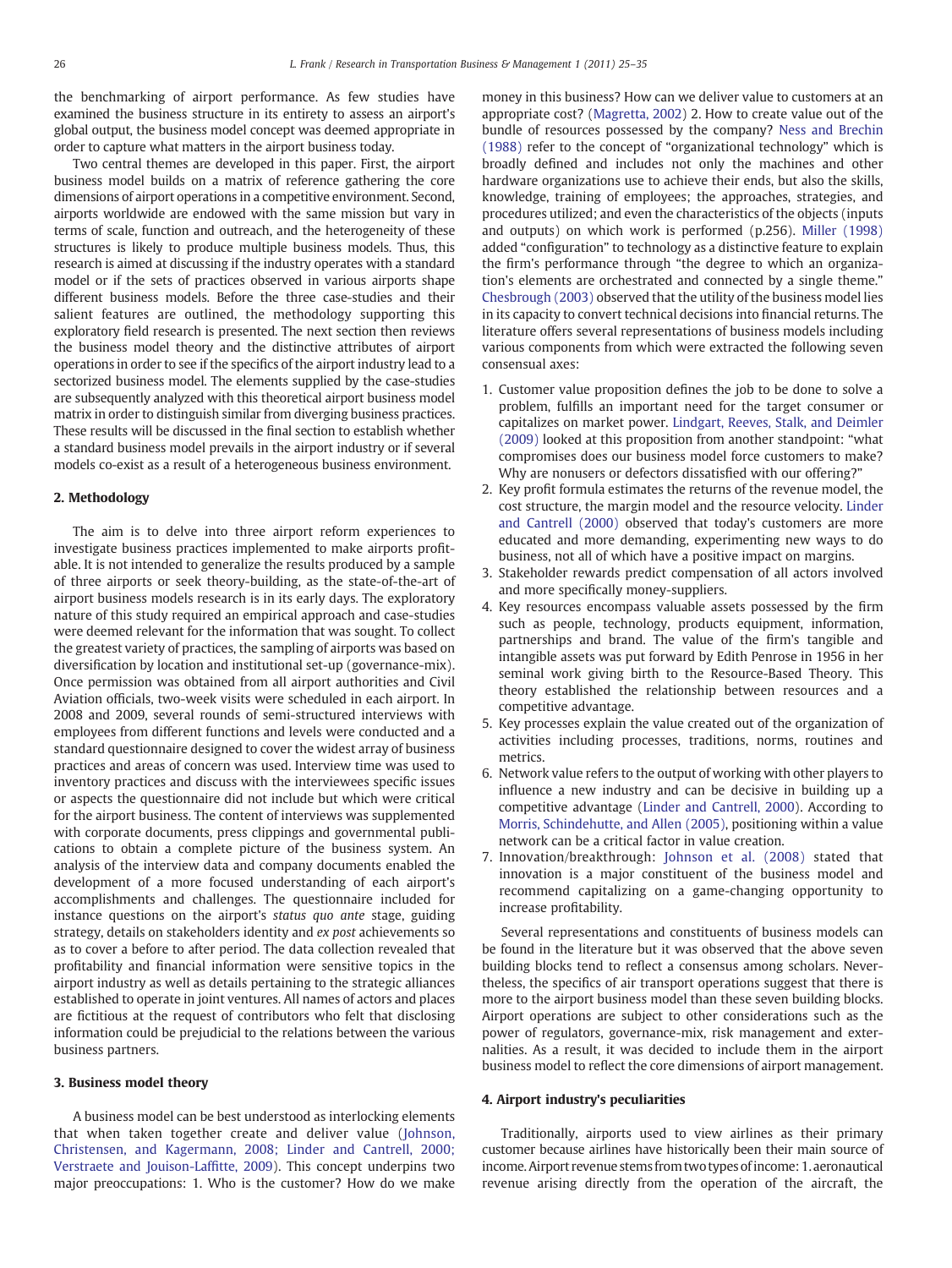the benchmarking of airport performance. As few studies have examined the business structure in its entirety to assess an airport's global output, the business model concept was deemed appropriate in order to capture what matters in the airport business today.

Two central themes are developed in this paper. First, the airport business model builds on a matrix of reference gathering the core dimensions of airport operations in a competitive environment. Second, airports worldwide are endowed with the same mission but vary in terms of scale, function and outreach, and the heterogeneity of these structures is likely to produce multiple business models. Thus, this research is aimed at discussing if the industry operates with a standard model or if the sets of practices observed in various airports shape different business models. Before the three case-studies and their salient features are outlined, the methodology supporting this exploratory field research is presented. The next section then reviews the business model theory and the distinctive attributes of airport operations in order to see if the specifics of the airport industry lead to a sectorized business model. The elements supplied by the case-studies are subsequently analyzed with this theoretical airport business model matrix in order to distinguish similar from diverging business practices. These results will be discussed in the final section to establish whether a standard business model prevails in the airport industry or if several models co-exist as a result of a heterogeneous business environment.

## 2. Methodology

The aim is to delve into three airport reform experiences to investigate business practices implemented to make airports profitable. It is not intended to generalize the results produced by a sample of three airports or seek theory-building, as the state-of-the-art of airport business models research is in its early days. The exploratory nature of this study required an empirical approach and case-studies were deemed relevant for the information that was sought. To collect the greatest variety of practices, the sampling of airports was based on diversification by location and institutional set-up (governance-mix). Once permission was obtained from all airport authorities and Civil Aviation officials, two-week visits were scheduled in each airport. In 2008 and 2009, several rounds of semi-structured interviews with employees from different functions and levels were conducted and a standard questionnaire designed to cover the widest array of business practices and areas of concern was used. Interview time was used to inventory practices and discuss with the interviewees specific issues or aspects the questionnaire did not include but which were critical for the airport business. The content of interviews was supplemented with corporate documents, press clippings and governmental publications to obtain a complete picture of the business system. An analysis of the interview data and company documents enabled the development of a more focused understanding of each airport's accomplishments and challenges. The questionnaire included for instance questions on the airport's *status quo ante* stage, guiding strategy, details on stakeholders identity and *ex post* achievements so as to cover a before to after period. The data collection revealed that profitability and financial information were sensitive topics in the airport industry as well as details pertaining to the strategic alliances established to operate in joint ventures. All names of actors and places are fictitious at the request of contributors who felt that disclosing information could be prejudicial to the relations between the various business partners.

## 3. Business model theory

A business model can be best understood as interlocking elements that when taken together create and deliver value (Johnson, Christensen, and Kagermann, 2008; Linder and Cantrell, 2000; Verstraete and Jouison-Laffitte, 2009). This concept underpins two major preoccupations: 1. Who is the customer? How do we make money in this business? How can we deliver value to customers at an appropriate cost? (Magretta, 2002) 2. How to create value out of the bundle of resources possessed by the company? Ness and Brechin (1988) refer to the concept of "organizational technology" which is broadly defined and includes not only the machines and other hardware organizations use to achieve their ends, but also the skills, knowledge, training of employees; the approaches, strategies, and procedures utilized; and even the characteristics of the objects (inputs and outputs) on which work is performed (p.256). Miller (1998) added "configuration" to technology as a distinctive feature to explain the firm's performance through "the degree to which an organization's elements are orchestrated and connected by a single theme." Chesbrough (2003) observed that the utility of the business model lies in its capacity to convert technical decisions into financial returns. The literature offers several representations of business models including various components from which were extracted the following seven consensual axes:

1. Customer value proposition defines the job to be done to solve a problem, fulfills an important need for the target consumer or capitalizes on market power. Lindgart, Reeves, Stalk, and Deimler (2009) looked at this proposition from another standpoint: "what compromises does our business model force customers to make? Why are nonusers or defectors dissatisfied with our offering?"
2. Key profit formula estimates the returns of the revenue model, the cost structure, the margin model and the resource velocity. Linder and Cantrell (2000) observed that today's customers are more educated and more demanding, experimenting new ways to do business, not all of which have a positive impact on margins.
3. Stakeholder rewards predict compensation of all actors involved and more specifically money-suppliers.
4. Key resources encompass valuable assets possessed by the firm such as people, technology, products equipment, information, partnerships and brand. The value of the firm's tangible and intangible assets was put forward by Edith Penrose in 1956 in her seminal work giving birth to the Resource-Based Theory. This theory established the relationship between resources and a competitive advantage.
5. Key processes explain the value created out of the organization of activities including processes, traditions, norms, routines and metrics.
6. Network value refers to the output of working with other players to influence a new industry and can be decisive in building up a competitive advantage (Linder and Cantrell, 2000). According to Morris, Schindehutte, and Allen (2005), positioning within a value network can be a critical factor in value creation.
7. Innovation/breakthrough: Johnson et al. (2008) stated that innovation is a major constituent of the business model and recommend capitalizing on a game-changing opportunity to increase profitability.

Several representations and constituents of business models can be found in the literature but it was observed that the above seven building blocks tend to reflect a consensus among scholars. Nevertheless, the specifics of air transport operations suggest that there is more to the airport business model than these seven building blocks. Airport operations are subject to other considerations such as the power of regulators, governance-mix, risk management and externalities. As a result, it was decided to include them in the airport business model to reflect the core dimensions of airport management.

## 4. Airport industry's peculiarities

Traditionally, airports used to view airlines as their primary customer because airlines have historically been their main source of income. Airport revenue stems from two types of income: 1. aeronautical revenue arising directly from the operation of the aircraft, the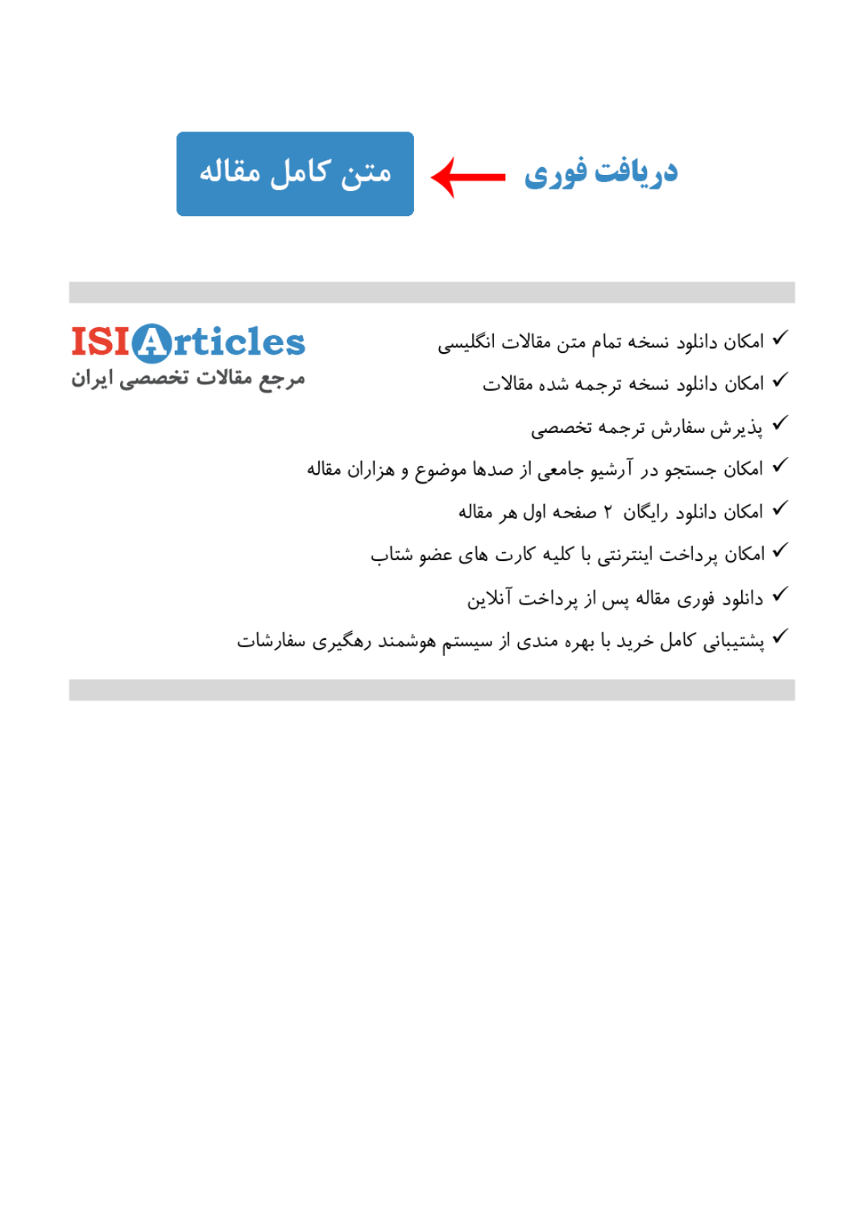دریافت فوری ← متن کامل مقاله

**ISIArticles**
مرجع مقالات تخصصی ایران

- ✓ امکان دانلود نسخه تمام متن مقالات انگلیسی
- ✓ امکان دانلود نسخه ترجمه شده مقالات
- ✓ پذیرش سفارش ترجمه تخصصی
- ✓ امکان جستجو در آرشیو جامعی از صدها موضوع و هزاران مقاله
- ✓ امکان دانلود رایگان ۲ صفحه اول هر مقاله
- ✓ امکان پرداخت اینترنتی با کلیه کارت های عضو شتاب
- ✓ دانلود فوری مقاله پس از پرداخت آنلاین
- ✓ پشتیبانی کامل خرید با بهره مندی از سیستم هوشمند رهگیری سفارشات